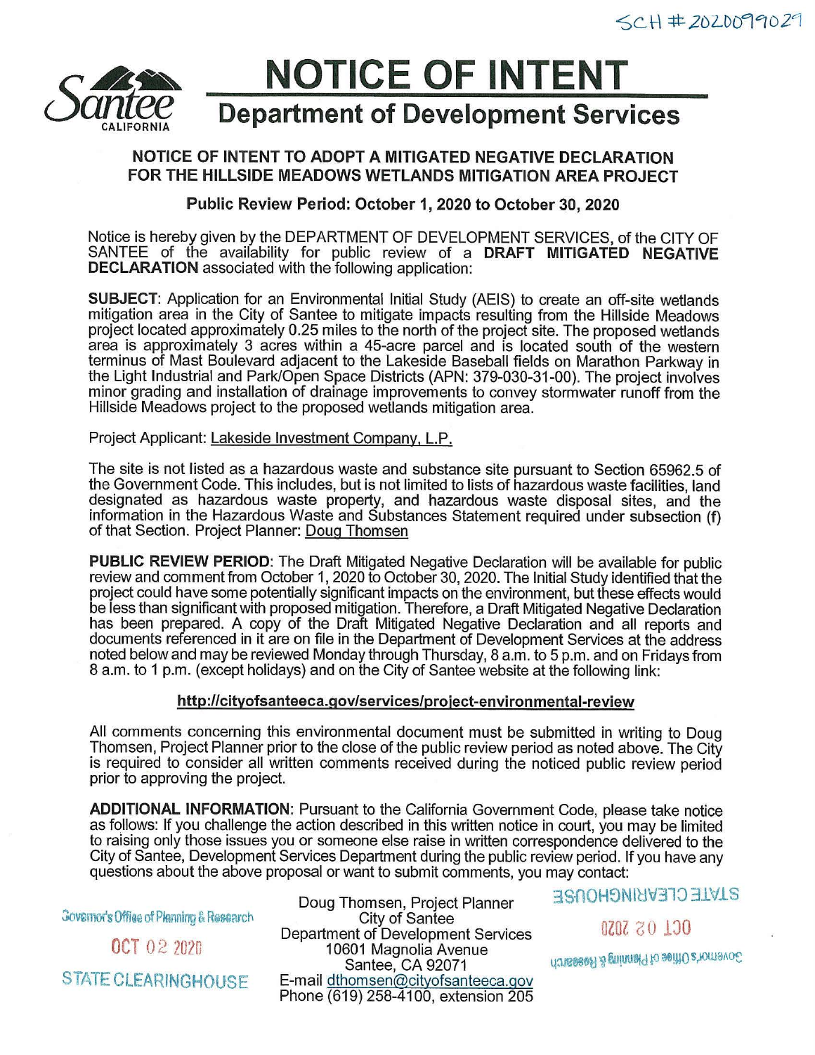SCH # 2020099029

# NOTICE OF INTENT

## Department of Development Services

### NOTICE OF INTENT TO ADOPT A MITIGATED NEGATIVE DECLARATION FOR THE HILLSIDE MEADOWS WETLANDS MITIGATION AREA PROJECT

**Public Review Period: October 1, 2020 to October 30, 2020**

Notice is hereby given by the DEPARTMENT OF DEVELOPMENT SERVICES, of the CITY OF SANTEE of the availability for public review of a **DRAFT MITIGATED NEGATIVE DECLARATION** associated with the following application:

**SUBJECT**: Application for an Environmental Initial Study (AEIS) to create an off-site wetlands mitigation area in the City of Santee to mitigate impacts resulting from the Hillside Meadows project located approximately 0.25 miles to the north of the project site. The proposed wetlands area is approximately 3 acres within a 45-acre parcel and is located south of the western terminus of Mast Boulevard adjacent to the Lakeside Baseball fields on Marathon Parkway in the Light Industrial and Park/Open Space Districts (APN: 379-030-31-00). The project involves minor grading and installation of drainage improvements to convey stormwater runoff from the Hillside Meadows project to the proposed wetlands mitigation area.

Project Applicant: Lakeside Investment Company, L.P.

The site is not listed as a hazardous waste and substance site pursuant to Section 65962.5 of the Government Code. This includes, but is not limited to lists of hazardous waste facilities, land designated as hazardous waste property, and hazardous waste disposal sites, and the information in the Hazardous Waste and Substances Statement required under subsection (f) of that Section. Project Planner: Doug Thomsen

**PUBLIC REVIEW PERIOD**: The Draft Mitigated Negative Declaration will be available for public review and comment from October 1, 2020 to October 30, 2020. The Initial Study identified that the project could have some potentially significant impacts on the environment, but these effects would be less than significant with proposed mitigation. Therefore, a Draft Mitigated Negative Declaration has been prepared. A copy of the Draft Mitigated Negative Declaration and all reports and documents referenced in it are on file in the Department of Development Services at the address noted below and may be reviewed Monday through Thursday, 8 a.m. to 5 p.m. and on Fridays from 8 a.m. to 1 p.m. (except holidays) and on the City of Santee website at the following link:

**http://cityofsanteeca.gov/services/project-environmental-review**

All comments concerning this environmental document must be submitted in writing to Doug Thomsen, Project Planner prior to the close of the public review period as noted above. The City is required to consider all written comments received during the noticed public review period prior to approving the project.

**ADDITIONAL INFORMATION**: Pursuant to the California Government Code, please take notice as follows: If you challenge the action described in this written notice in court, you may be limited to raising only those issues you or someone else raise in written correspondence delivered to the City of Santee, Development Services Department during the public review period. If you have any questions about the above proposal or want to submit comments, you may contact:

Doug Thomsen, Project Planner
City of Santee
Department of Development Services
10601 Magnolia Avenue
Santee, CA 92071
E-mail dthomsen@cityofsanteeca.gov
Phone (619) 258-4100, extension 205

Governor's Office of Planning & Research
OCT 02 2020
STATE CLEARINGHOUSE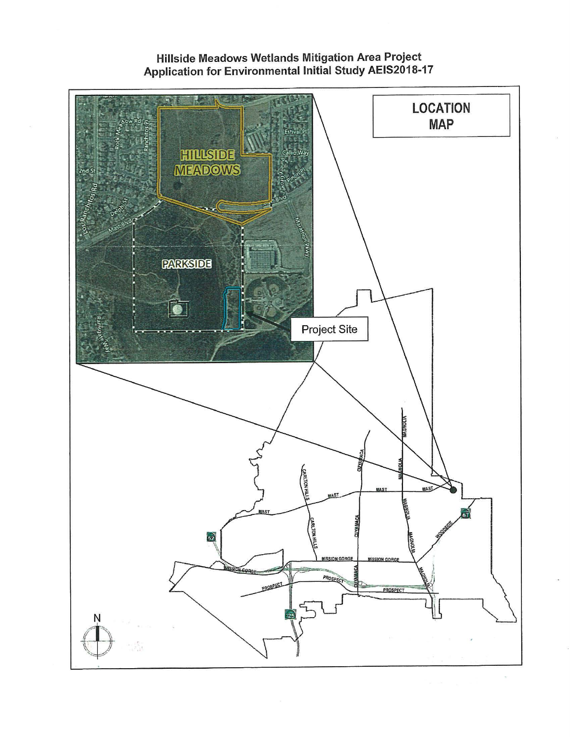# Hillside Meadows Wetlands Mitigation Area Project
## Application for Environmental Initial Study AEIS2018-17

LOCATION MAP

HILLSIDE MEADOWS

PARKSIDE

Project Site

Rock Meadow Rd
Ranchitos Pl
2nd St
Los Ranchitos Rd
Delphi St
Mast Blvd
Ramsgate Way
Estival Pl
Callio Way
Piney Grove
Pinon Pl
Mast Blvd
Marathon Pkwy

MAST
CARLTON HILLS
CUYAMACA
MAGNOLIA
WOODSIDE
MISSION GORGE
PROSPECT
52
67
125

N